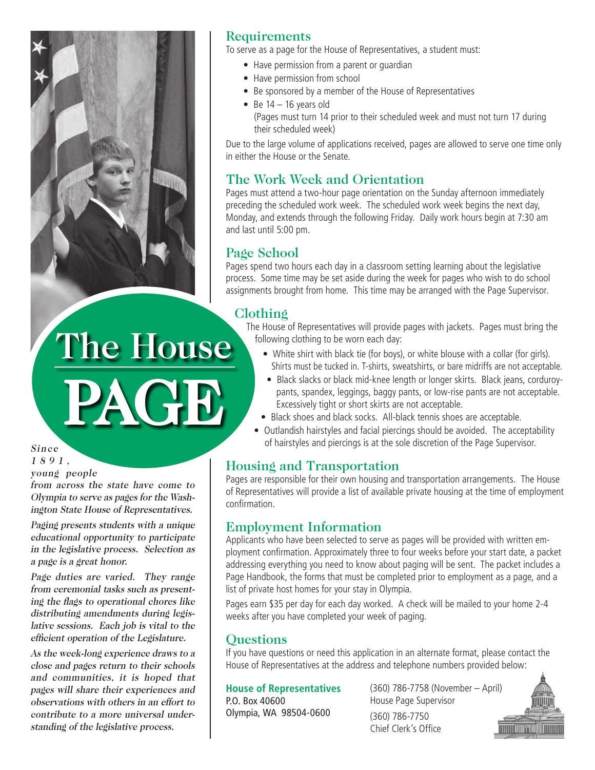# The House PAGE

*Since 1891, young people from across the state have come to Olympia to serve as pages for the Washington State House of Representatives.*

*Paging presents students with a unique educational opportunity to participate in the legislative process. Selection as a page is a great honor.*

*Page duties are varied. They range from ceremonial tasks such as presenting the flags to operational chores like distributing amendments during legislative sessions. Each job is vital to the efficient operation of the Legislature.*

*As the week-long experience draws to a close and pages return to their schools and communities, it is hoped that pages will share their experiences and observations with others in an effort to contribute to a more universal understanding of the legislative process.*

## Requirements

To serve as a page for the House of Representatives, a student must:

- Have permission from a parent or guardian
- Have permission from school
- Be sponsored by a member of the House of Representatives
- Be 14 – 16 years old
  (Pages must turn 14 prior to their scheduled week and must not turn 17 during their scheduled week)

Due to the large volume of applications received, pages are allowed to serve one time only in either the House or the Senate.

## The Work Week and Orientation

Pages must attend a two-hour page orientation on the Sunday afternoon immediately preceding the scheduled work week. The scheduled work week begins the next day, Monday, and extends through the following Friday. Daily work hours begin at 7:30 am and last until 5:00 pm.

## Page School

Pages spend two hours each day in a classroom setting learning about the legislative process. Some time may be set aside during the week for pages who wish to do school assignments brought from home. This time may be arranged with the Page Supervisor.

## Clothing

The House of Representatives will provide pages with jackets. Pages must bring the following clothing to be worn each day:

- White shirt with black tie (for boys), or white blouse with a collar (for girls). Shirts must be tucked in. T-shirts, sweatshirts, or bare midriffs are not acceptable.
- Black slacks or black mid-knee length or longer skirts. Black jeans, corduroy-pants, spandex, leggings, baggy pants, or low-rise pants are not acceptable. Excessively tight or short skirts are not acceptable.
- Black shoes and black socks. All-black tennis shoes are acceptable.
- Outlandish hairstyles and facial piercings should be avoided. The acceptability of hairstyles and piercings is at the sole discretion of the Page Supervisor.

## Housing and Transportation

Pages are responsible for their own housing and transportation arrangements. The House of Representatives will provide a list of available private housing at the time of employment confirmation.

## Employment Information

Applicants who have been selected to serve as pages will be provided with written employment confirmation. Approximately three to four weeks before your start date, a packet addressing everything you need to know about paging will be sent. The packet includes a Page Handbook, the forms that must be completed prior to employment as a page, and a list of private host homes for your stay in Olympia.

Pages earn $35 per day for each day worked. A check will be mailed to your home 2-4 weeks after you have completed your week of paging.

## Questions

If you have questions or need this application in an alternate format, please contact the House of Representatives at the address and telephone numbers provided below:

**House of Representatives**
P.O. Box 40600
Olympia, WA 98504-0600

(360) 786-7758 (November – April)
House Page Supervisor

(360) 786-7750
Chief Clerk's Office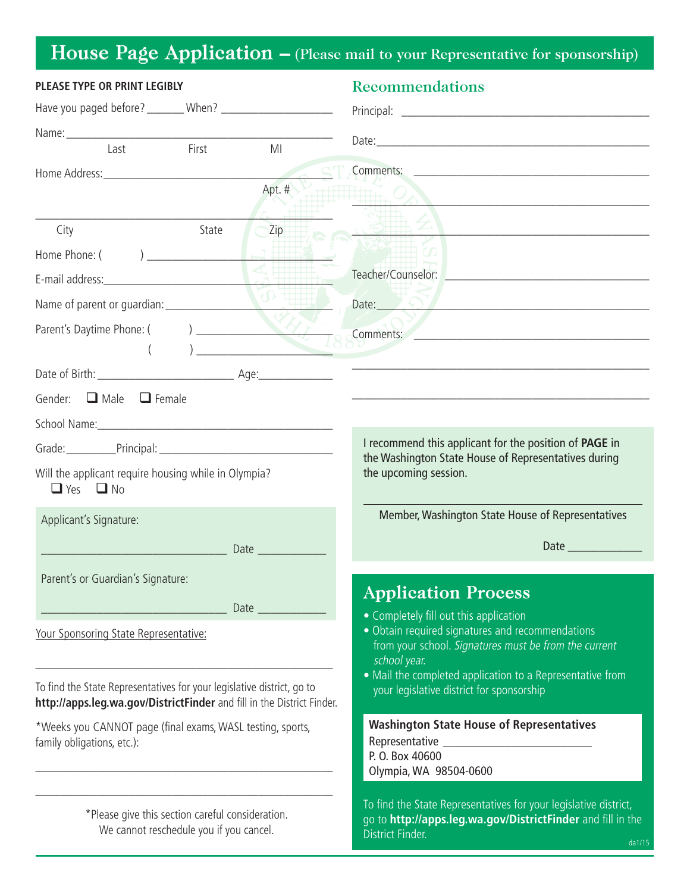# House Page Application – (Please mail to your Representative for sponsorship)

**PLEASE TYPE OR PRINT LEGIBLY**

Have you paged before? ______ When? ___________________

Name: ___________________________________________
Last First MI

Home Address: ___________________________________
Apt. #

_________________________________________________
City State Zip

Home Phone: ( ) _________________________

E-mail address: _________________________________

Name of parent or guardian: ______________________

Parent's Daytime Phone: ( ) ___________________
( ) ___________________

Date of Birth: ______________________ Age: ___________

Gender: ☐ Male ☐ Female

School Name: ____________________________________

Grade: ________ Principal: ________________________

Will the applicant require housing while in Olympia?
☐ Yes ☐ No

Applicant's Signature:

______________________________ Date ___________

Parent's or Guardian's Signature:

______________________________ Date ___________

Your Sponsoring State Representative:

_________________________________________________

To find the State Representatives for your legislative district, go to **http://apps.leg.wa.gov/DistrictFinder** and fill in the District Finder.

*Weeks you CANNOT page (final exams, WASL testing, sports, family obligations, etc.):

_________________________________________________

_________________________________________________

*Please give this section careful consideration.
We cannot reschedule you if you cancel.

## Recommendations

Principal: ______________________________________

Date: __________________________________________

Comments: ______________________________________

_________________________________________________

_________________________________________________

Teacher/Counselor: _______________________________

Date: __________________________________________

Comments: ______________________________________

_________________________________________________

_________________________________________________

I recommend this applicant for the position of **PAGE** in the Washington State House of Representatives during the upcoming session.

_________________________________________________
Member, Washington State House of Representatives

Date ____________

## Application Process

- Completely fill out this application
- Obtain required signatures and recommendations from your school. *Signatures must be from the current school year.*
- Mail the completed application to a Representative from your legislative district for sponsorship

**Washington State House of Representatives**
Representative ________________________
P. O. Box 40600
Olympia, WA 98504-0600

To find the State Representatives for your legislative district, go to **http://apps.leg.wa.gov/DistrictFinder** and fill in the District Finder.

da1/15